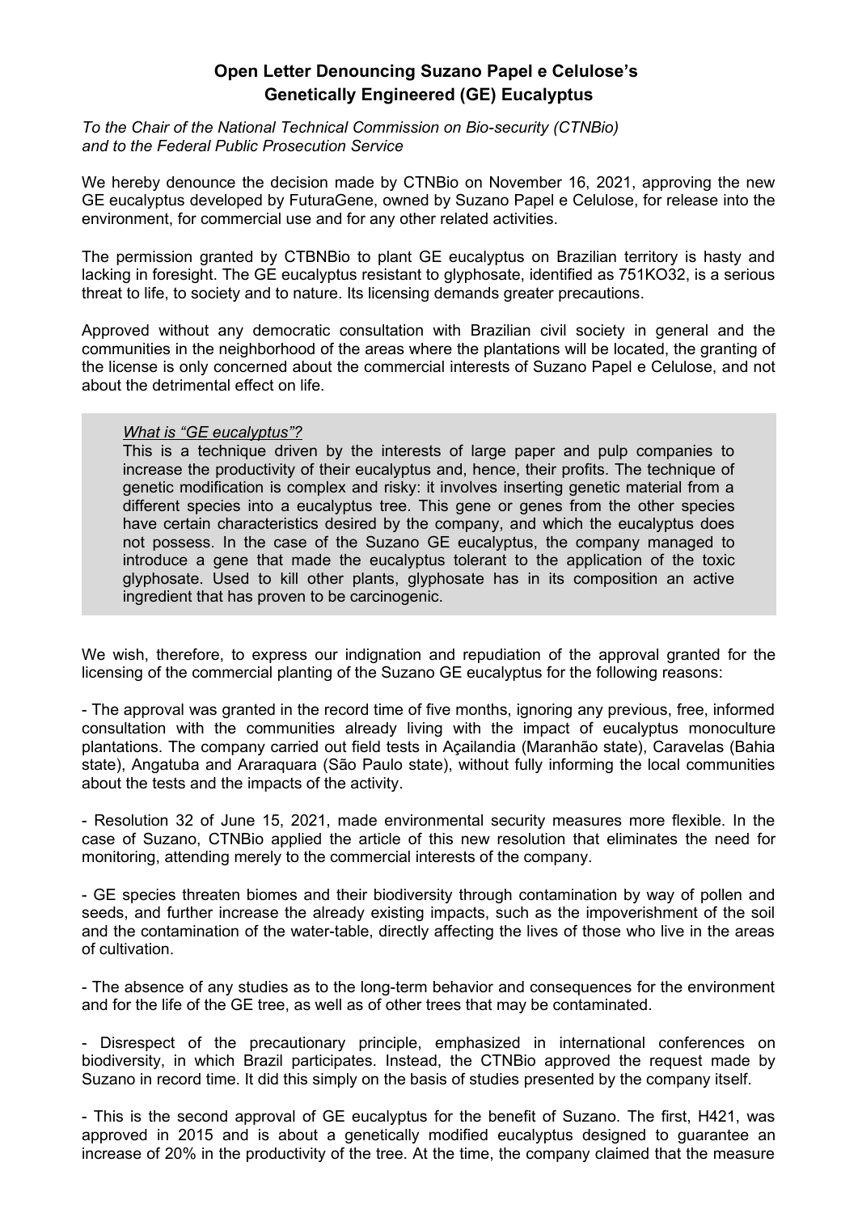# Open Letter Denouncing Suzano Papel e Celulose's Genetically Engineered (GE) Eucalyptus

*To the Chair of the National Technical Commission on Bio-security (CTNBio) and to the Federal Public Prosecution Service*

We hereby denounce the decision made by CTNBio on November 16, 2021, approving the new GE eucalyptus developed by FuturaGene, owned by Suzano Papel e Celulose, for release into the environment, for commercial use and for any other related activities.

The permission granted by CTBNBio to plant GE eucalyptus on Brazilian territory is hasty and lacking in foresight. The GE eucalyptus resistant to glyphosate, identified as 751KO32, is a serious threat to life, to society and to nature. Its licensing demands greater precautions.

Approved without any democratic consultation with Brazilian civil society in general and the communities in the neighborhood of the areas where the plantations will be located, the granting of the license is only concerned about the commercial interests of Suzano Papel e Celulose, and not about the detrimental effect on life.

> *<u>What is "GE eucalyptus"?</u>*
>
> This is a technique driven by the interests of large paper and pulp companies to increase the productivity of their eucalyptus and, hence, their profits. The technique of genetic modification is complex and risky: it involves inserting genetic material from a different species into a eucalyptus tree. This gene or genes from the other species have certain characteristics desired by the company, and which the eucalyptus does not possess. In the case of the Suzano GE eucalyptus, the company managed to introduce a gene that made the eucalyptus tolerant to the application of the toxic glyphosate. Used to kill other plants, glyphosate has in its composition an active ingredient that has proven to be carcinogenic.

We wish, therefore, to express our indignation and repudiation of the approval granted for the licensing of the commercial planting of the Suzano GE eucalyptus for the following reasons:

- The approval was granted in the record time of five months, ignoring any previous, free, informed consultation with the communities already living with the impact of eucalyptus monoculture plantations. The company carried out field tests in Açailandia (Maranhão state), Caravelas (Bahia state), Angatuba and Araraquara (São Paulo state), without fully informing the local communities about the tests and the impacts of the activity.

- Resolution 32 of June 15, 2021, made environmental security measures more flexible. In the case of Suzano, CTNBio applied the article of this new resolution that eliminates the need for monitoring, attending merely to the commercial interests of the company.

- GE species threaten biomes and their biodiversity through contamination by way of pollen and seeds, and further increase the already existing impacts, such as the impoverishment of the soil and the contamination of the water-table, directly affecting the lives of those who live in the areas of cultivation.

- The absence of any studies as to the long-term behavior and consequences for the environment and for the life of the GE tree, as well as of other trees that may be contaminated.

- Disrespect of the precautionary principle, emphasized in international conferences on biodiversity, in which Brazil participates. Instead, the CTNBio approved the request made by Suzano in record time. It did this simply on the basis of studies presented by the company itself.

- This is the second approval of GE eucalyptus for the benefit of Suzano. The first, H421, was approved in 2015 and is about a genetically modified eucalyptus designed to guarantee an increase of 20% in the productivity of the tree. At the time, the company claimed that the measure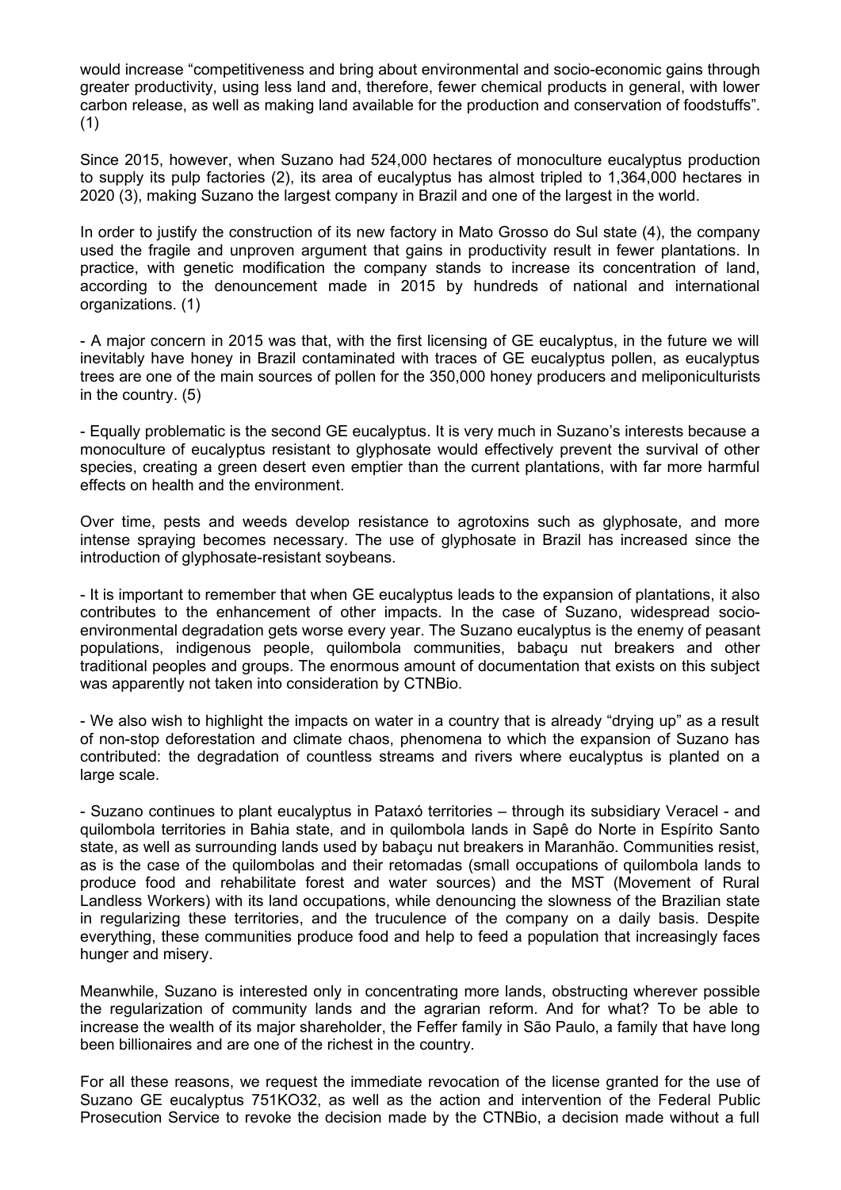would increase "competitiveness and bring about environmental and socio-economic gains through greater productivity, using less land and, therefore, fewer chemical products in general, with lower carbon release, as well as making land available for the production and conservation of foodstuffs". (1)

Since 2015, however, when Suzano had 524,000 hectares of monoculture eucalyptus production to supply its pulp factories (2), its area of eucalyptus has almost tripled to 1,364,000 hectares in 2020 (3), making Suzano the largest company in Brazil and one of the largest in the world.

In order to justify the construction of its new factory in Mato Grosso do Sul state (4), the company used the fragile and unproven argument that gains in productivity result in fewer plantations. In practice, with genetic modification the company stands to increase its concentration of land, according to the denouncement made in 2015 by hundreds of national and international organizations. (1)

- A major concern in 2015 was that, with the first licensing of GE eucalyptus, in the future we will inevitably have honey in Brazil contaminated with traces of GE eucalyptus pollen, as eucalyptus trees are one of the main sources of pollen for the 350,000 honey producers and meliponiculturists in the country. (5)

- Equally problematic is the second GE eucalyptus. It is very much in Suzano's interests because a monoculture of eucalyptus resistant to glyphosate would effectively prevent the survival of other species, creating a green desert even emptier than the current plantations, with far more harmful effects on health and the environment.

Over time, pests and weeds develop resistance to agrotoxins such as glyphosate, and more intense spraying becomes necessary. The use of glyphosate in Brazil has increased since the introduction of glyphosate-resistant soybeans.

- It is important to remember that when GE eucalyptus leads to the expansion of plantations, it also contributes to the enhancement of other impacts. In the case of Suzano, widespread socio-environmental degradation gets worse every year. The Suzano eucalyptus is the enemy of peasant populations, indigenous people, quilombola communities, babaçu nut breakers and other traditional peoples and groups. The enormous amount of documentation that exists on this subject was apparently not taken into consideration by CTNBio.

- We also wish to highlight the impacts on water in a country that is already "drying up" as a result of non-stop deforestation and climate chaos, phenomena to which the expansion of Suzano has contributed: the degradation of countless streams and rivers where eucalyptus is planted on a large scale.

- Suzano continues to plant eucalyptus in Pataxó territories – through its subsidiary Veracel - and quilombola territories in Bahia state, and in quilombola lands in Sapê do Norte in Espírito Santo state, as well as surrounding lands used by babaçu nut breakers in Maranhão. Communities resist, as is the case of the quilombolas and their retomadas (small occupations of quilombola lands to produce food and rehabilitate forest and water sources) and the MST (Movement of Rural Landless Workers) with its land occupations, while denouncing the slowness of the Brazilian state in regularizing these territories, and the truculence of the company on a daily basis. Despite everything, these communities produce food and help to feed a population that increasingly faces hunger and misery.

Meanwhile, Suzano is interested only in concentrating more lands, obstructing wherever possible the regularization of community lands and the agrarian reform. And for what? To be able to increase the wealth of its major shareholder, the Feffer family in São Paulo, a family that have long been billionaires and are one of the richest in the country.

For all these reasons, we request the immediate revocation of the license granted for the use of Suzano GE eucalyptus 751KO32, as well as the action and intervention of the Federal Public Prosecution Service to revoke the decision made by the CTNBio, a decision made without a full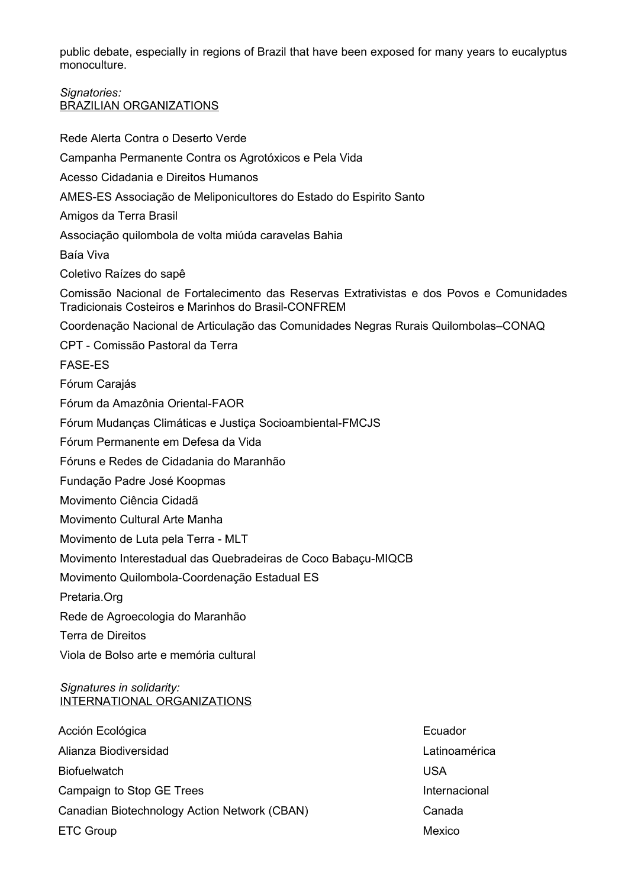public debate, especially in regions of Brazil that have been exposed for many years to eucalyptus monoculture.

*Signatories:*
<u>BRAZILIAN ORGANIZATIONS</u>

Rede Alerta Contra o Deserto Verde

Campanha Permanente Contra os Agrotóxicos e Pela Vida

Acesso Cidadania e Direitos Humanos

AMES-ES Associação de Meliponicultores do Estado do Espirito Santo

Amigos da Terra Brasil

Associação quilombola de volta miúda caravelas Bahia

Baía Viva

Coletivo Raízes do sapê

Comissão Nacional de Fortalecimento das Reservas Extrativistas e dos Povos e Comunidades Tradicionais Costeiros e Marinhos do Brasil-CONFREM

Coordenação Nacional de Articulação das Comunidades Negras Rurais Quilombolas–CONAQ

CPT - Comissão Pastoral da Terra

FASE-ES

Fórum Carajás

Fórum da Amazônia Oriental-FAOR

Fórum Mudanças Climáticas e Justiça Socioambiental-FMCJS

Fórum Permanente em Defesa da Vida

Fóruns e Redes de Cidadania do Maranhão

Fundação Padre José Koopmas

Movimento Ciência Cidadã

Movimento Cultural Arte Manha

Movimento de Luta pela Terra - MLT

Movimento Interestadual das Quebradeiras de Coco Babaçu-MIQCB

Movimento Quilombola-Coordenação Estadual ES

Pretaria.Org

Rede de Agroecologia do Maranhão

Terra de Direitos

Viola de Bolso arte e memória cultural

*Signatures in solidarity:*
<u>INTERNATIONAL ORGANIZATIONS</u>

| | |
|---|---|
| Acción Ecológica | Ecuador |
| Alianza Biodiversidad | Latinoamérica |
| Biofuelwatch | USA |
| Campaign to Stop GE Trees | Internacional |
| Canadian Biotechnology Action Network (CBAN) | Canada |
| ETC Group | Mexico |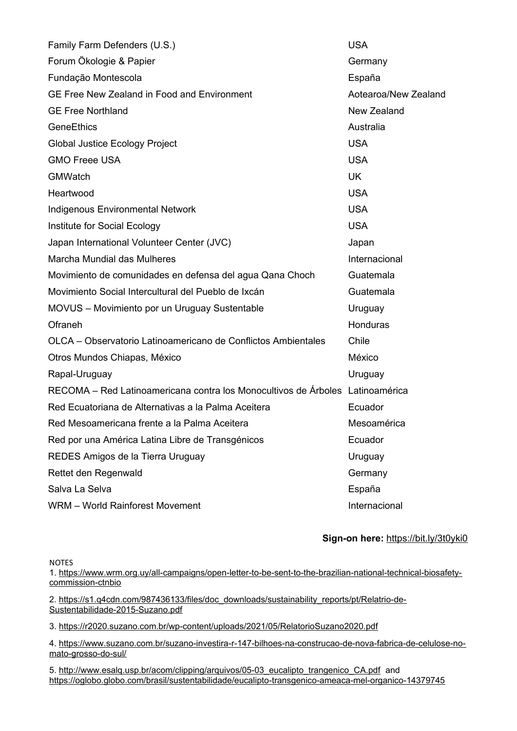| | |
|---|---|
| Family Farm Defenders (U.S.) | USA |
| Forum Ökologie & Papier | Germany |
| Fundação Montescola | España |
| GE Free New Zealand in Food and Environment | Aotearoa/New Zealand |
| GE Free Northland | New Zealand |
| GeneEthics | Australia |
| Global Justice Ecology Project | USA |
| GMO Freee USA | USA |
| GMWatch | UK |
| Heartwood | USA |
| Indigenous Environmental Network | USA |
| Institute for Social Ecology | USA |
| Japan International Volunteer Center (JVC) | Japan |
| Marcha Mundial das Mulheres | Internacional |
| Movimiento de comunidades en defensa del agua Qana Choch | Guatemala |
| Movimiento Social Intercultural del Pueblo de Ixcán | Guatemala |
| MOVUS – Movimiento por un Uruguay Sustentable | Uruguay |
| Ofraneh | Honduras |
| OLCA – Observatorio Latinoamericano de Conflictos Ambientales | Chile |
| Otros Mundos Chiapas, México | México |
| Rapal-Uruguay | Uruguay |
| RECOMA – Red Latinoamericana contra los Monocultivos de Árboles | Latinoamérica |
| Red Ecuatoriana de Alternativas a la Palma Aceitera | Ecuador |
| Red Mesoamericana frente a la Palma Aceitera | Mesoamérica |
| Red por una América Latina Libre de Transgénicos | Ecuador |
| REDES Amigos de la Tierra Uruguay | Uruguay |
| Rettet den Regenwald | Germany |
| Salva La Selva | España |
| WRM – World Rainforest Movement | Internacional |

**Sign-on here:** https://bit.ly/3t0yki0

NOTES

1. https://www.wrm.org.uy/all-campaigns/open-letter-to-be-sent-to-the-brazilian-national-technical-biosafety-commission-ctnbio

2. https://s1.q4cdn.com/987436133/files/doc_downloads/sustainability_reports/pt/Relatrio-de-Sustentabilidade-2015-Suzano.pdf

3. https://r2020.suzano.com.br/wp-content/uploads/2021/05/RelatorioSuzano2020.pdf

4. https://www.suzano.com.br/suzano-investira-r-147-bilhoes-na-construcao-de-nova-fabrica-de-celulose-no-mato-grosso-do-sul/

5. http://www.esalq.usp.br/acom/clipping/arquivos/05-03_eucalipto_trangenico_CA.pdf and https://oglobo.globo.com/brasil/sustentabilidade/eucalipto-transgenico-ameaca-mel-organico-14379745